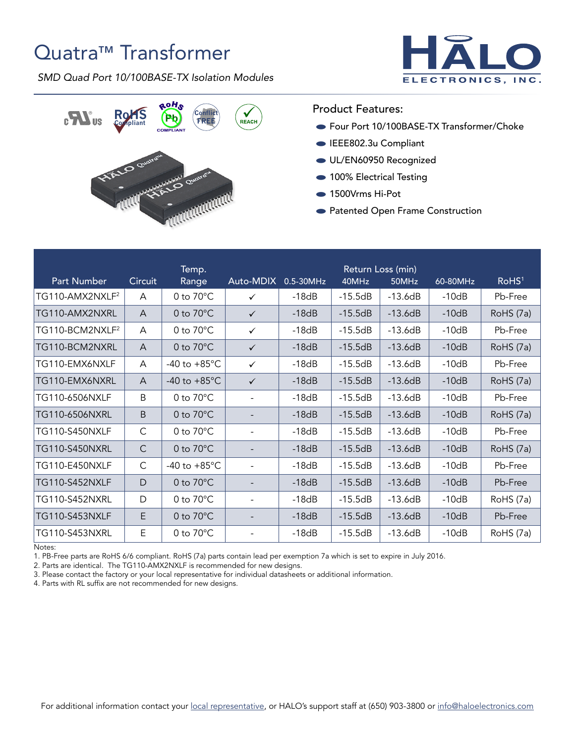# Quatra™ Transformer

*SMD Quad Port 10/100BASE-TX Isolation Modules*

HALO ELECTRONICS, INC.

## Product Features:

- Four Port 10/100BASE-TX Transformer/Choke
- IEEE802.3u Compliant
- UL/EN60950 Recognized
- 100% Electrical Testing
- 1500Vrms Hi-Pot
- Patented Open Frame Construction

| Part Number | Circuit | Temp. Range | Auto-MDIX | Return Loss (min) 0.5-30MHz | 40MHz | 50MHz | 60-80MHz | RoHS[1] |
|---|---|---|---|---|---|---|---|---|
| TG110-AMX2NXLF[2] | A | 0 to 70°C | ✓ | -18dB | -15.5dB | -13.6dB | -10dB | Pb-Free |
| TG110-AMX2NXRL | A | 0 to 70°C | ✓ | -18dB | -15.5dB | -13.6dB | -10dB | RoHS (7a) |
| TG110-BCM2NXLF[2] | A | 0 to 70°C | ✓ | -18dB | -15.5dB | -13.6dB | -10dB | Pb-Free |
| TG110-BCM2NXRL | A | 0 to 70°C | ✓ | -18dB | -15.5dB | -13.6dB | -10dB | RoHS (7a) |
| TG110-EMX6NXLF | A | -40 to +85°C | ✓ | -18dB | -15.5dB | -13.6dB | -10dB | Pb-Free |
| TG110-EMX6NXRL | A | -40 to +85°C | ✓ | -18dB | -15.5dB | -13.6dB | -10dB | RoHS (7a) |
| TG110-6506NXLF | B | 0 to 70°C | - | -18dB | -15.5dB | -13.6dB | -10dB | Pb-Free |
| TG110-6506NXRL | B | 0 to 70°C | - | -18dB | -15.5dB | -13.6dB | -10dB | RoHS (7a) |
| TG110-S450NXLF | C | 0 to 70°C | - | -18dB | -15.5dB | -13.6dB | -10dB | Pb-Free |
| TG110-S450NXRL | C | 0 to 70°C | - | -18dB | -15.5dB | -13.6dB | -10dB | RoHS (7a) |
| TG110-E450NXLF | C | -40 to +85°C | - | -18dB | -15.5dB | -13.6dB | -10dB | Pb-Free |
| TG110-S452NXLF | D | 0 to 70°C | - | -18dB | -15.5dB | -13.6dB | -10dB | Pb-Free |
| TG110-S452NXRL | D | 0 to 70°C | - | -18dB | -15.5dB | -13.6dB | -10dB | RoHS (7a) |
| TG110-S453NXLF | E | 0 to 70°C | - | -18dB | -15.5dB | -13.6dB | -10dB | Pb-Free |
| TG110-S453NXRL | E | 0 to 70°C | - | -18dB | -15.5dB | -13.6dB | -10dB | RoHS (7a) |

Notes:
1. PB-Free parts are RoHS 6/6 compliant. RoHS (7a) parts contain lead per exemption 7a which is set to expire in July 2016.
2. Parts are identical. The TG110-AMX2NXLF is recommended for new designs.
3. Please contact the factory or your local representative for individual datasheets or additional information.
4. Parts with RL suffix are not recommended for new designs.

For additional information contact your local representative, or HALO's support staff at (650) 903-3800 or info@haloelectronics.com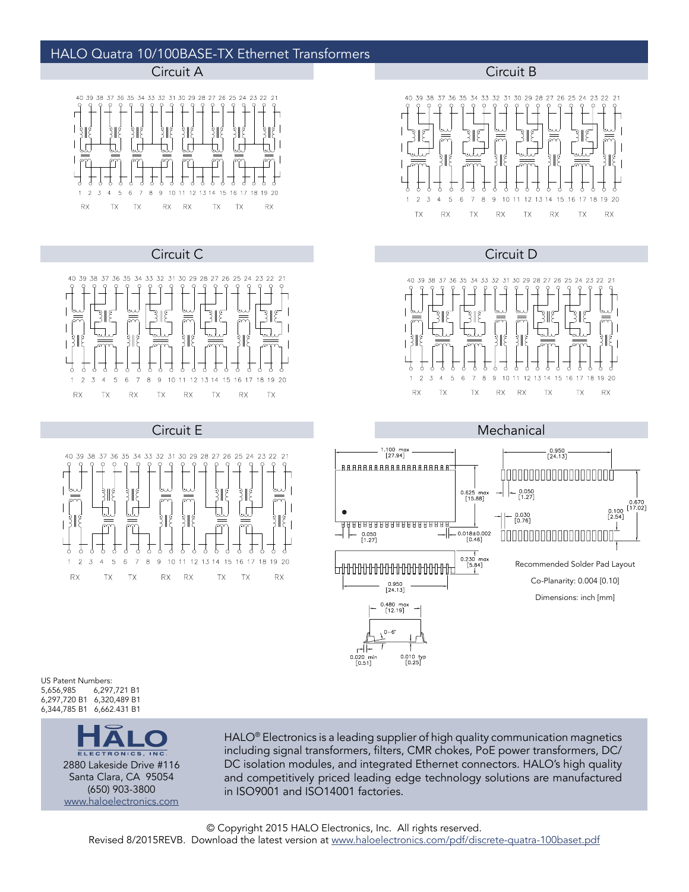## HALO Quatra 10/100BASE-TX Ethernet Transformers

### Circuit A

40 39 38 37 36 35 34 33 32 31 30 29 28 27 26 25 24 23 22 21

1 2 3 4 5 6 7 8 9 10 11 12 13 14 15 16 17 18 19 20

RX TX TX RX RX TX TX RX

### Circuit B

40 39 38 37 36 35 34 33 32 31 30 29 28 27 26 25 24 23 22 21

1 2 3 4 5 6 7 8 9 10 11 12 13 14 15 16 17 18 19 20

TX RX TX RX TX RX TX RX

### Circuit C

40 39 38 37 36 35 34 33 32 31 30 29 28 27 26 25 24 23 22 21

1 2 3 4 5 6 7 8 9 10 11 12 13 14 15 16 17 18 19 20

RX TX RX TX RX TX RX TX

### Circuit D

40 39 38 37 36 35 34 33 32 31 30 29 28 27 26 25 24 23 22 21

1 2 3 4 5 6 7 8 9 10 11 12 13 14 15 16 17 18 19 20

RX TX TX RX RX TX TX RX

### Circuit E

40 39 38 37 36 35 34 33 32 31 30 29 28 27 26 25 24 23 22 21

1 2 3 4 5 6 7 8 9 10 11 12 13 14 15 16 17 18 19 20

RX TX TX RX RX TX TX RX

### Mechanical

1.100 max [27.94]

0.625 max [15.88]

0.050 [1.27]

0.018±0.002 [0.46]

0.230 max [5.84]

0.950 [24.13]

0.480 max [12.19]

0–6°

0.020 min [0.51]

0.010 typ [0.25]

0.950 [24.13]

0.050 [1.27]

0.030 [0.76]

0.100 [2.54]

0.670 [17.02]

Recommended Solder Pad Layout

Co-Planarity: 0.004 [0.10]

Dimensions: inch [mm]

US Patent Numbers:
5,656,985 6,297,721 B1
6,297,720 B1 6,320,489 B1
6,344,785 B1 6,662.431 B1

HALO ELECTRONICS, INC.
2880 Lakeside Drive #116
Santa Clara, CA 95054
(650) 903-3800
www.haloelectronics.com

HALO® Electronics is a leading supplier of high quality communication magnetics including signal transformers, filters, CMR chokes, PoE power transformers, DC/DC isolation modules, and integrated Ethernet connectors. HALO's high quality and competitively priced leading edge technology solutions are manufactured in ISO9001 and ISO14001 factories.

© Copyright 2015 HALO Electronics, Inc. All rights reserved.
Revised 8/2015REVB. Download the latest version at www.haloelectronics.com/pdf/discrete-quatra-100baset.pdf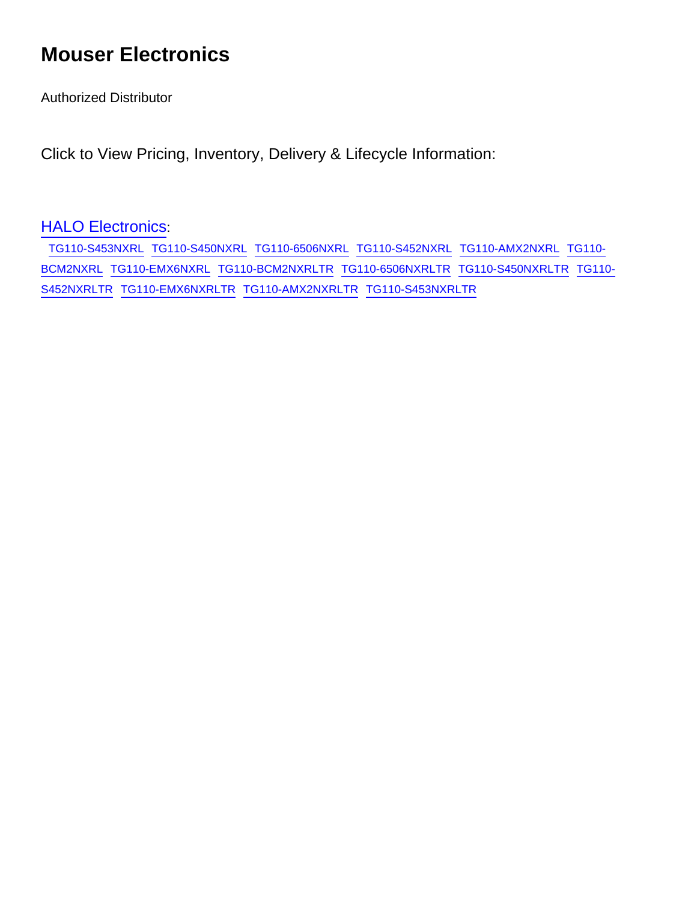# Mouser Electronics

Authorized Distributor

Click to View Pricing, Inventory, Delivery & Lifecycle Information:

HALO Electronics:

TG110-S453NXRL TG110-S450NXRL TG110-6506NXRL TG110-S452NXRL TG110-AMX2NXRL TG110-BCM2NXRL TG110-EMX6NXRL TG110-BCM2NXRLTR TG110-6506NXRLTR TG110-S450NXRLTR TG110-S452NXRLTR TG110-EMX6NXRLTR TG110-AMX2NXRLTR TG110-S453NXRLTR